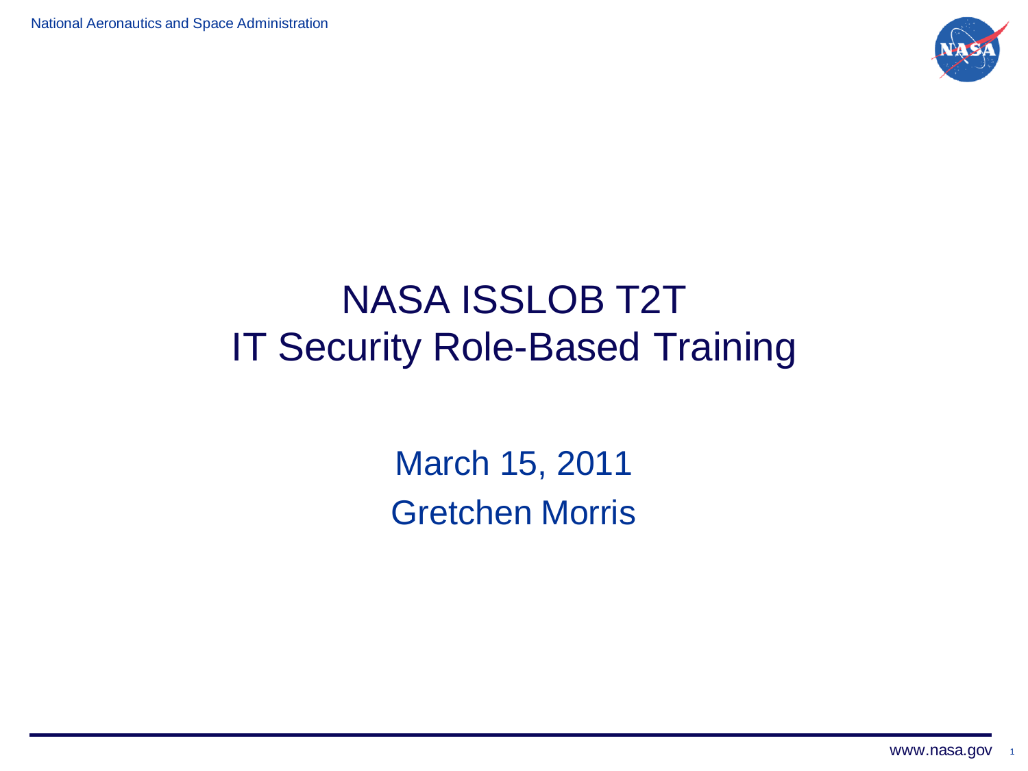# NASA ISSLOB T2T
# IT Security Role-Based Training

March 15, 2011

Gretchen Morris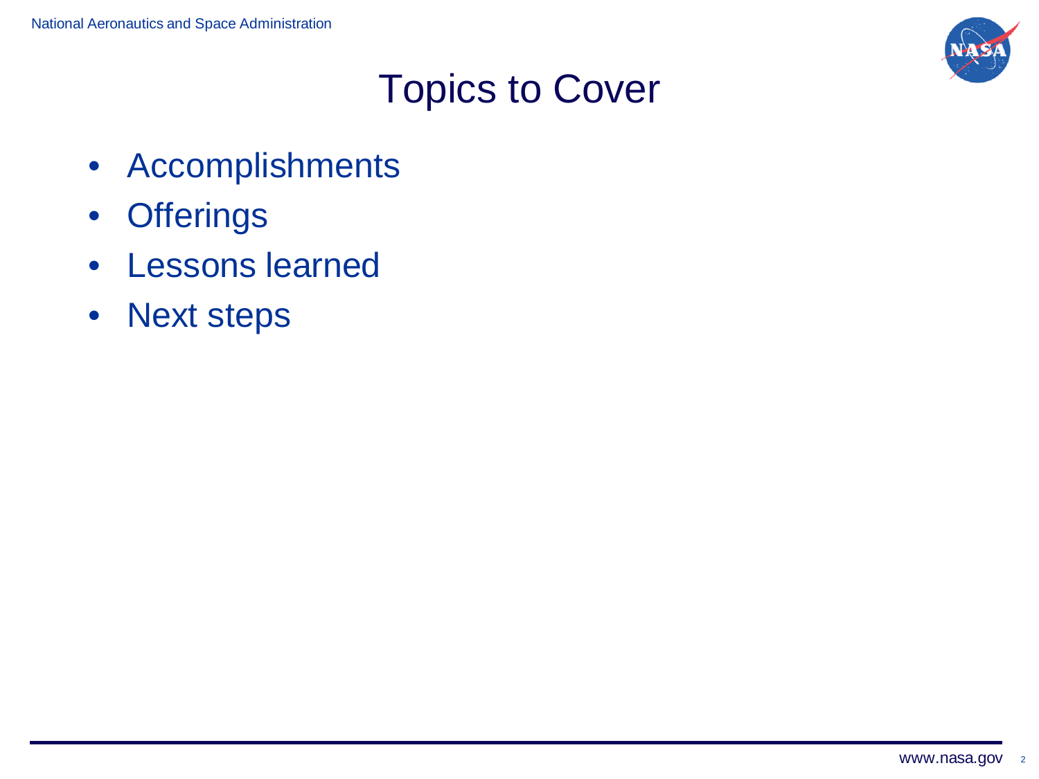# Topics to Cover

- Accomplishments
- Offerings
- Lessons learned
- Next steps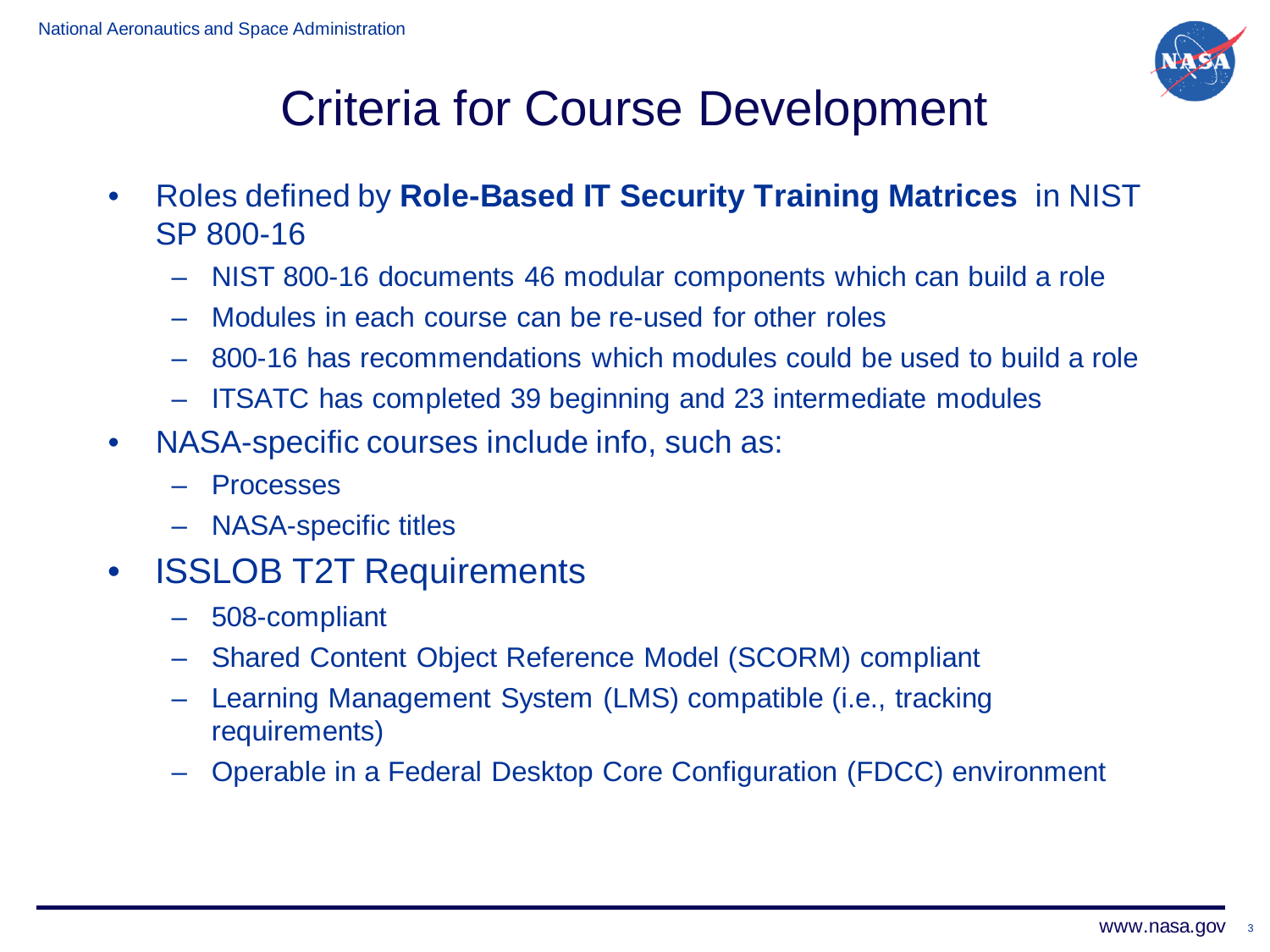# Criteria for Course Development

- Roles defined by **Role-Based IT Security Training Matrices** in NIST SP 800-16
  - NIST 800-16 documents 46 modular components which can build a role
  - Modules in each course can be re-used for other roles
  - 800-16 has recommendations which modules could be used to build a role
  - ITSATC has completed 39 beginning and 23 intermediate modules
- NASA-specific courses include info, such as:
  - Processes
  - NASA-specific titles
- ISSLOB T2T Requirements
  - 508-compliant
  - Shared Content Object Reference Model (SCORM) compliant
  - Learning Management System (LMS) compatible (i.e., tracking requirements)
  - Operable in a Federal Desktop Core Configuration (FDCC) environment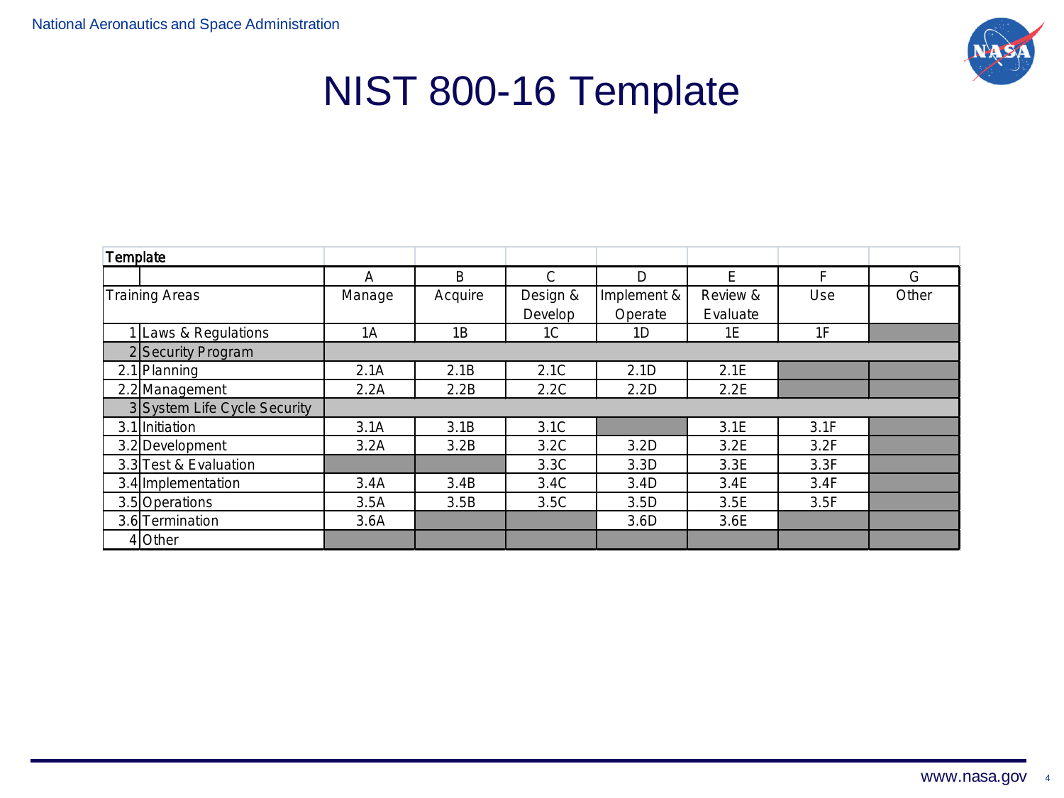# NIST 800-16 Template

| Template | | | | | | | | |
|---|---|---|---|---|---|---|---|---|
| | | A | B | C | D | E | F | G |
| Training Areas | | Manage | Acquire | Design & Develop | Implement & Operate | Review & Evaluate | Use | Other |
| 1 | Laws & Regulations | 1A | 1B | 1C | 1D | 1E | 1F | |
| 2 | Security Program | | | | | | | |
| 2.1 | Planning | 2.1A | 2.1B | 2.1C | 2.1D | 2.1E | | |
| 2.2 | Management | 2.2A | 2.2B | 2.2C | 2.2D | 2.2E | | |
| 3 | System Life Cycle Security | | | | | | | |
| 3.1 | Initiation | 3.1A | 3.1B | 3.1C | | 3.1E | 3.1F | |
| 3.2 | Development | 3.2A | 3.2B | 3.2C | 3.2D | 3.2E | 3.2F | |
| 3.3 | Test & Evaluation | | | 3.3C | 3.3D | 3.3E | 3.3F | |
| 3.4 | Implementation | 3.4A | 3.4B | 3.4C | 3.4D | 3.4E | 3.4F | |
| 3.5 | Operations | 3.5A | 3.5B | 3.5C | 3.5D | 3.5E | 3.5F | |
| 3.6 | Termination | 3.6A | | | 3.6D | 3.6E | | |
| 4 | Other | | | | | | | |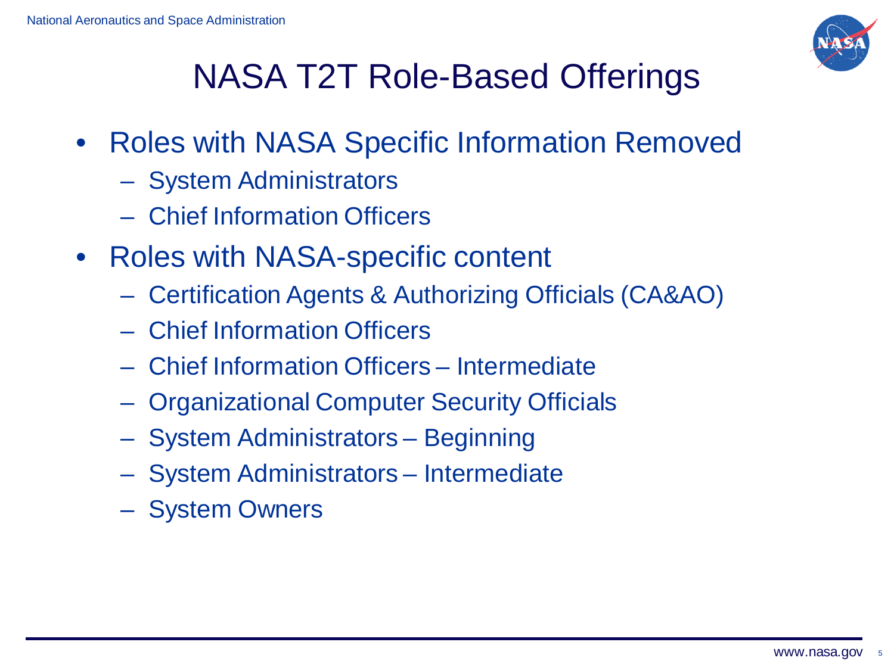# NASA T2T Role-Based Offerings

- Roles with NASA Specific Information Removed
  - System Administrators
  - Chief Information Officers
- Roles with NASA-specific content
  - Certification Agents & Authorizing Officials (CA&AO)
  - Chief Information Officers
  - Chief Information Officers – Intermediate
  - Organizational Computer Security Officials
  - System Administrators – Beginning
  - System Administrators – Intermediate
  - System Owners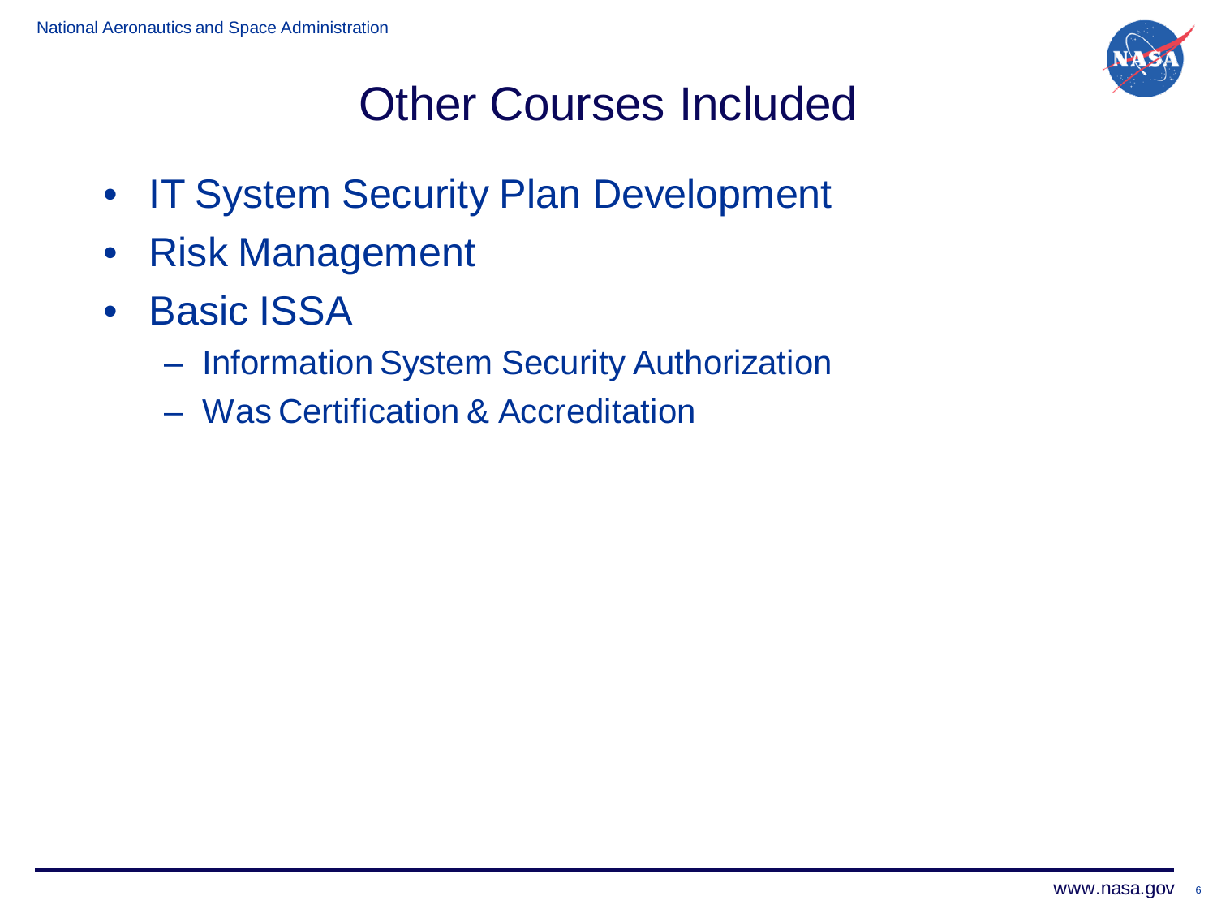# Other Courses Included

- IT System Security Plan Development
- Risk Management
- Basic ISSA
  - Information System Security Authorization
  - Was Certification & Accreditation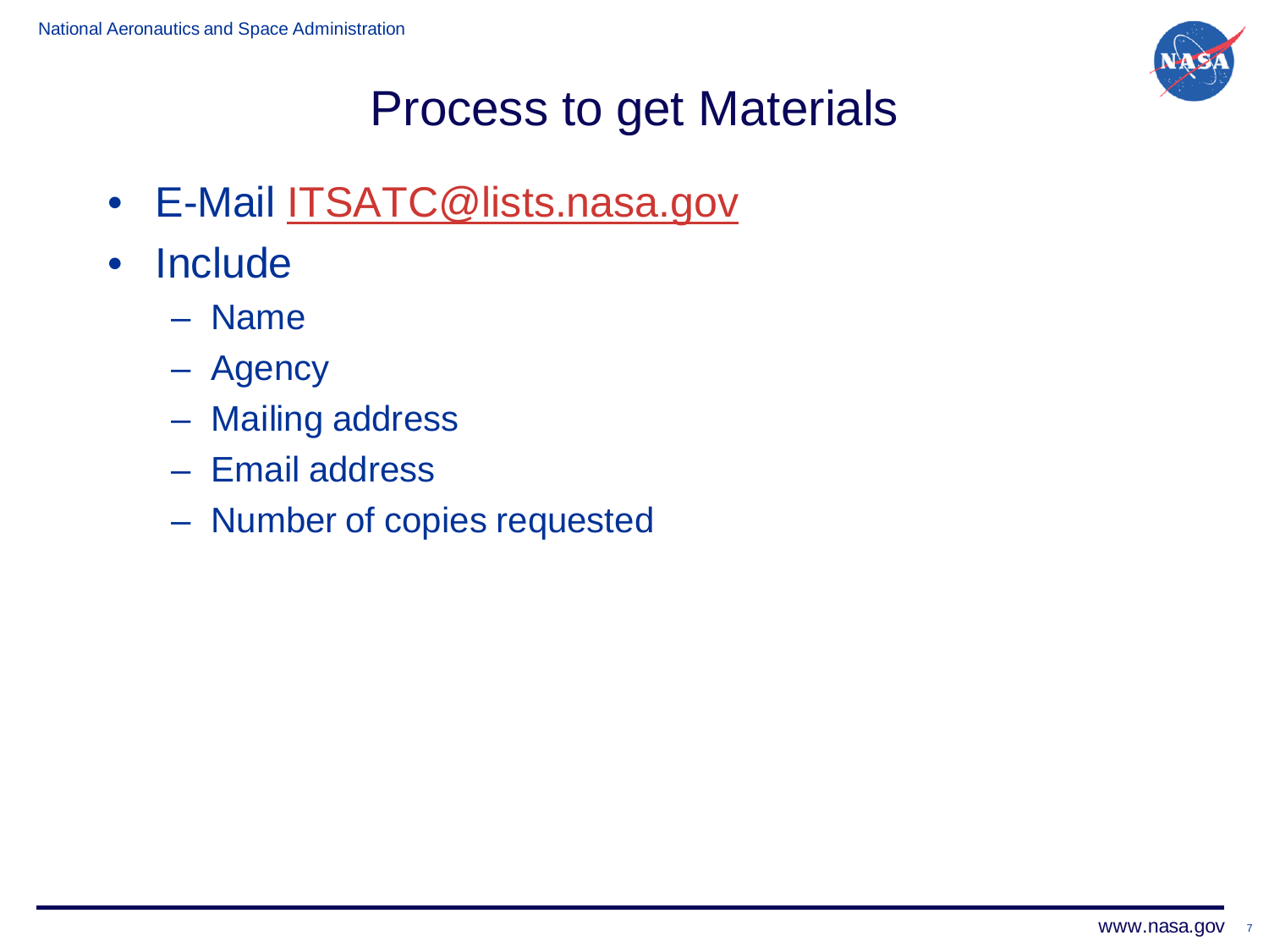# Process to get Materials

- E-Mail ITSATC@lists.nasa.gov
- Include
  - Name
  - Agency
  - Mailing address
  - Email address
  - Number of copies requested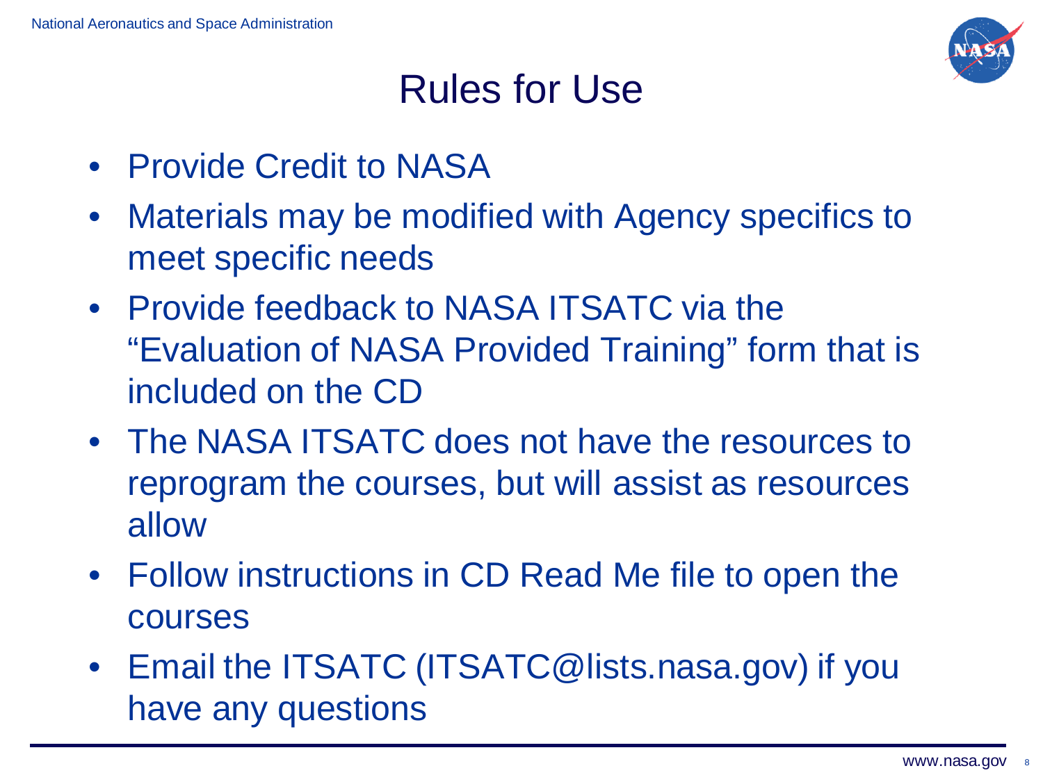# Rules for Use

- Provide Credit to NASA
- Materials may be modified with Agency specifics to meet specific needs
- Provide feedback to NASA ITSATC via the "Evaluation of NASA Provided Training" form that is included on the CD
- The NASA ITSATC does not have the resources to reprogram the courses, but will assist as resources allow
- Follow instructions in CD Read Me file to open the courses
- Email the ITSATC (ITSATC@lists.nasa.gov) if you have any questions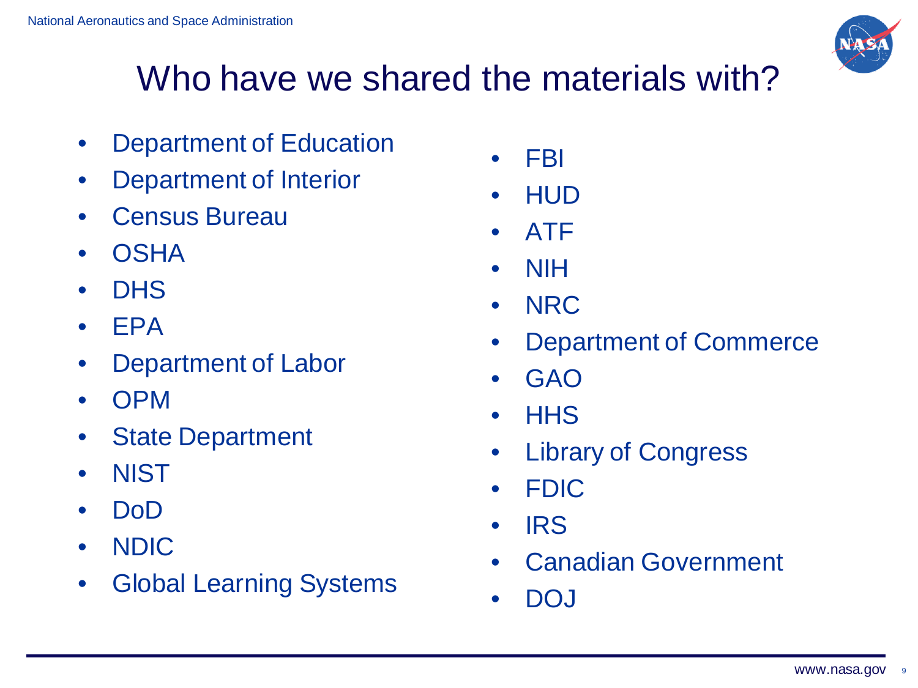# Who have we shared the materials with?

- Department of Education
- Department of Interior
- Census Bureau
- OSHA
- DHS
- EPA
- Department of Labor
- OPM
- State Department
- NIST
- DoD
- NDIC
- Global Learning Systems
- FBI
- HUD
- ATF
- NIH
- NRC
- Department of Commerce
- GAO
- HHS
- Library of Congress
- FDIC
- IRS
- Canadian Government
- DOJ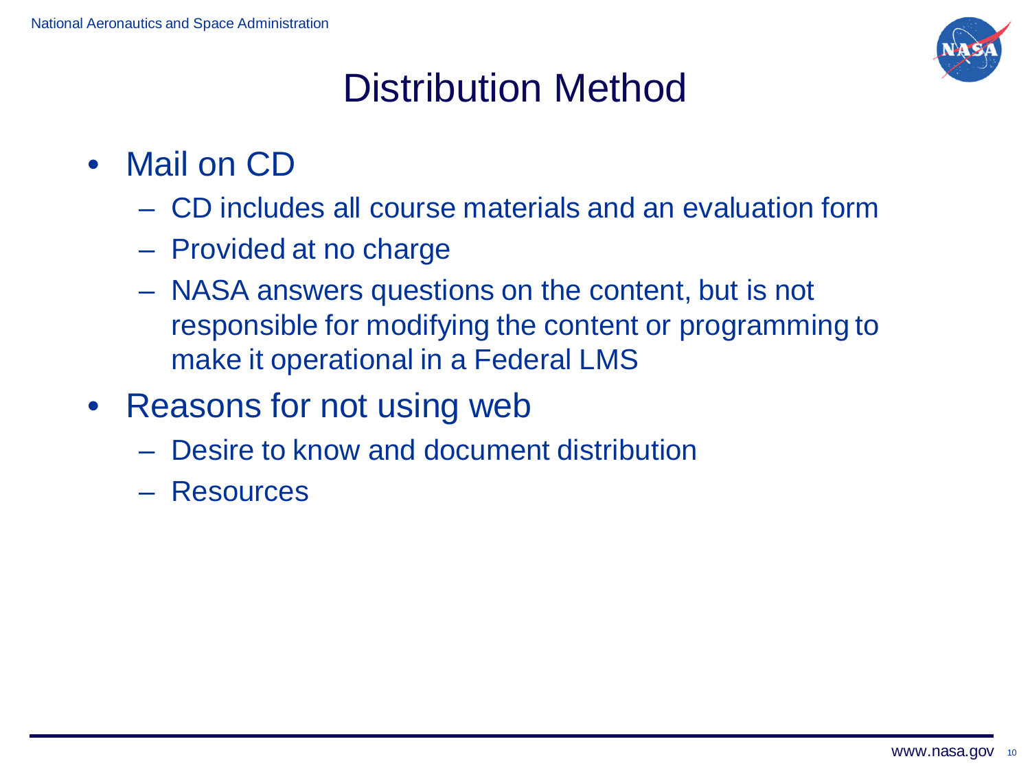# Distribution Method

- Mail on CD
  - CD includes all course materials and an evaluation form
  - Provided at no charge
  - NASA answers questions on the content, but is not responsible for modifying the content or programming to make it operational in a Federal LMS
- Reasons for not using web
  - Desire to know and document distribution
  - Resources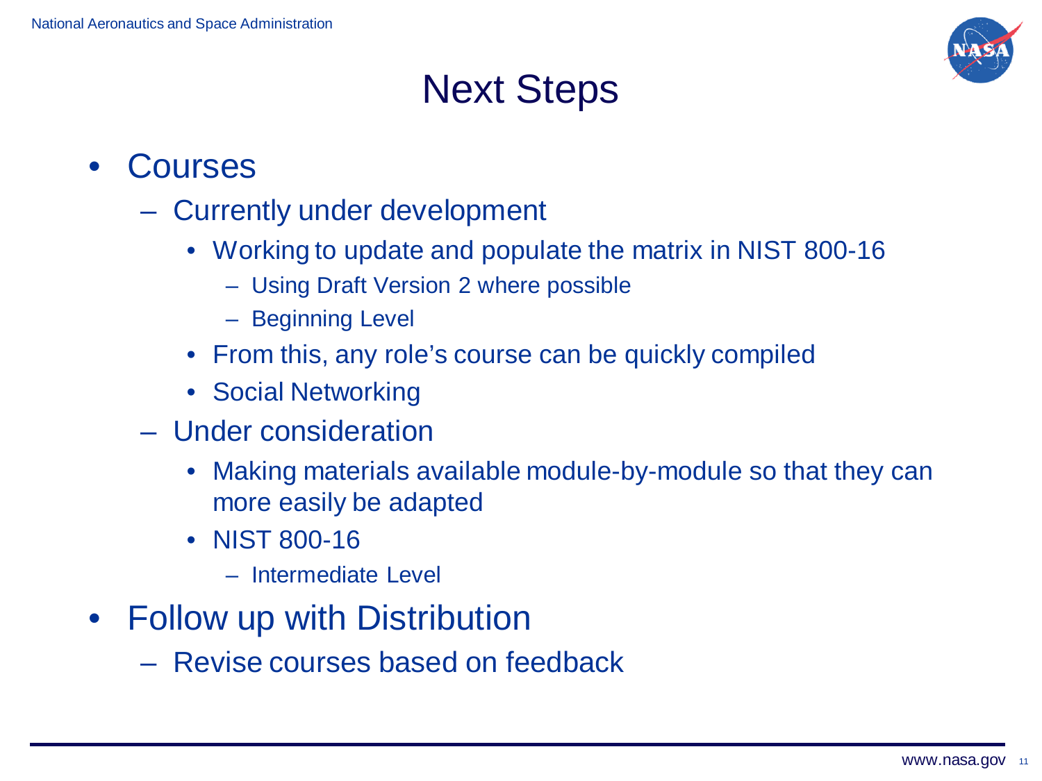# Next Steps

- Courses
  - Currently under development
    - Working to update and populate the matrix in NIST 800-16
      - Using Draft Version 2 where possible
      - Beginning Level
    - From this, any role's course can be quickly compiled
    - Social Networking
  - Under consideration
    - Making materials available module-by-module so that they can more easily be adapted
    - NIST 800-16
      - Intermediate Level
- Follow up with Distribution
  - Revise courses based on feedback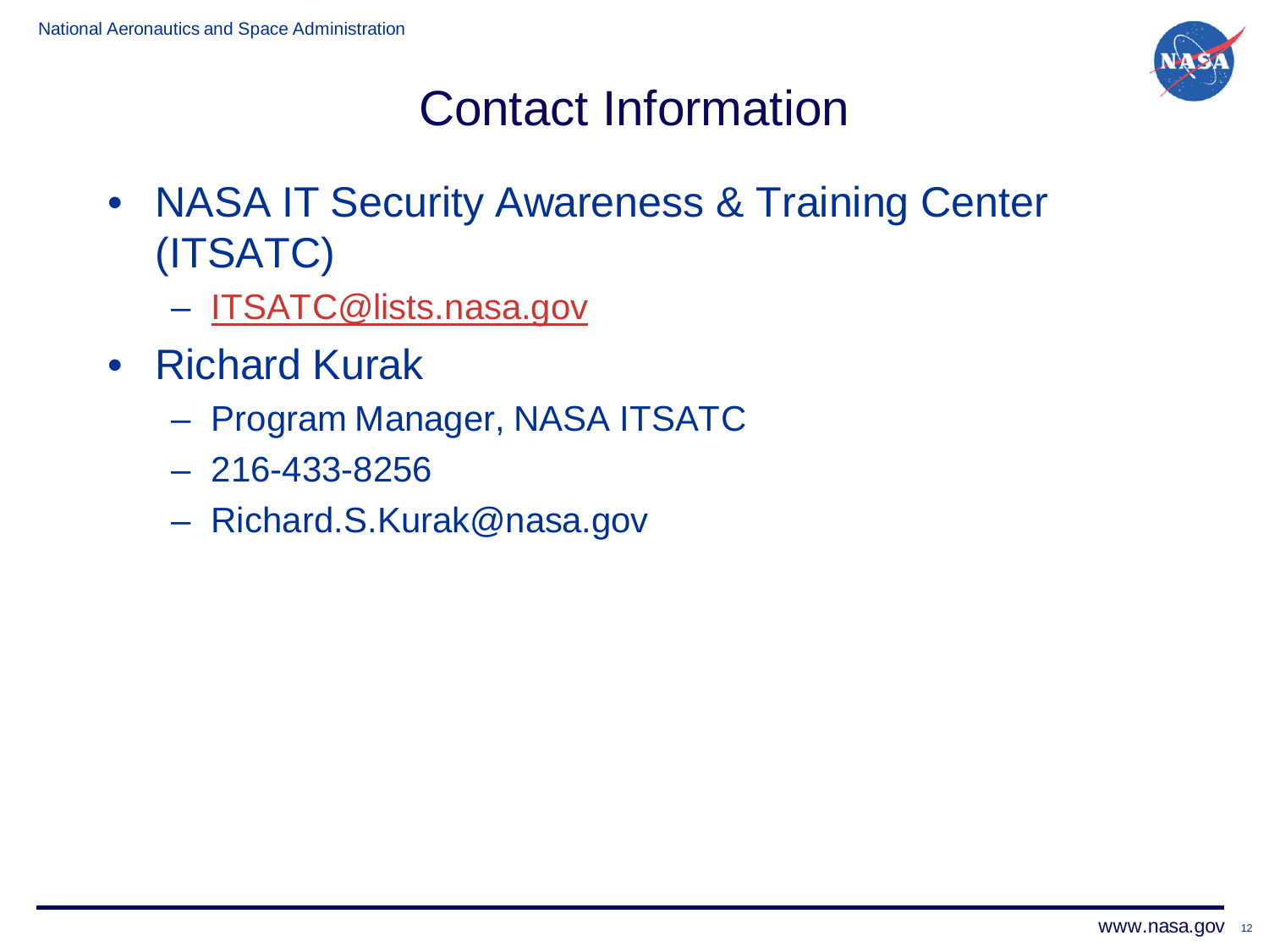# Contact Information

- NASA IT Security Awareness & Training Center (ITSATC)
  - ITSATC@lists.nasa.gov
- Richard Kurak
  - Program Manager, NASA ITSATC
  - 216-433-8256
  - Richard.S.Kurak@nasa.gov